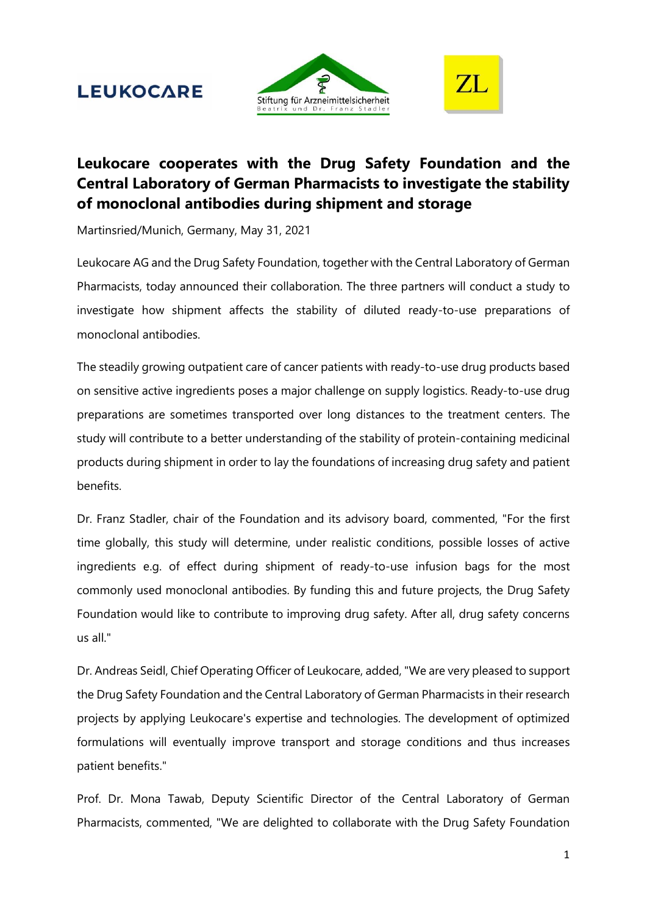LEUKOCARE

Stiftung für Arzneimittelsicherheit
Beatrix und Dr. Franz Stadler

ZL

# Leukocare cooperates with the Drug Safety Foundation and the Central Laboratory of German Pharmacists to investigate the stability of monoclonal antibodies during shipment and storage

Martinsried/Munich, Germany, May 31, 2021

Leukocare AG and the Drug Safety Foundation, together with the Central Laboratory of German Pharmacists, today announced their collaboration. The three partners will conduct a study to investigate how shipment affects the stability of diluted ready-to-use preparations of monoclonal antibodies.

The steadily growing outpatient care of cancer patients with ready-to-use drug products based on sensitive active ingredients poses a major challenge on supply logistics. Ready-to-use drug preparations are sometimes transported over long distances to the treatment centers. The study will contribute to a better understanding of the stability of protein-containing medicinal products during shipment in order to lay the foundations of increasing drug safety and patient benefits.

Dr. Franz Stadler, chair of the Foundation and its advisory board, commented, "For the first time globally, this study will determine, under realistic conditions, possible losses of active ingredients e.g. of effect during shipment of ready-to-use infusion bags for the most commonly used monoclonal antibodies. By funding this and future projects, the Drug Safety Foundation would like to contribute to improving drug safety. After all, drug safety concerns us all."

Dr. Andreas Seidl, Chief Operating Officer of Leukocare, added, "We are very pleased to support the Drug Safety Foundation and the Central Laboratory of German Pharmacists in their research projects by applying Leukocare's expertise and technologies. The development of optimized formulations will eventually improve transport and storage conditions and thus increases patient benefits."

Prof. Dr. Mona Tawab, Deputy Scientific Director of the Central Laboratory of German Pharmacists, commented, "We are delighted to collaborate with the Drug Safety Foundation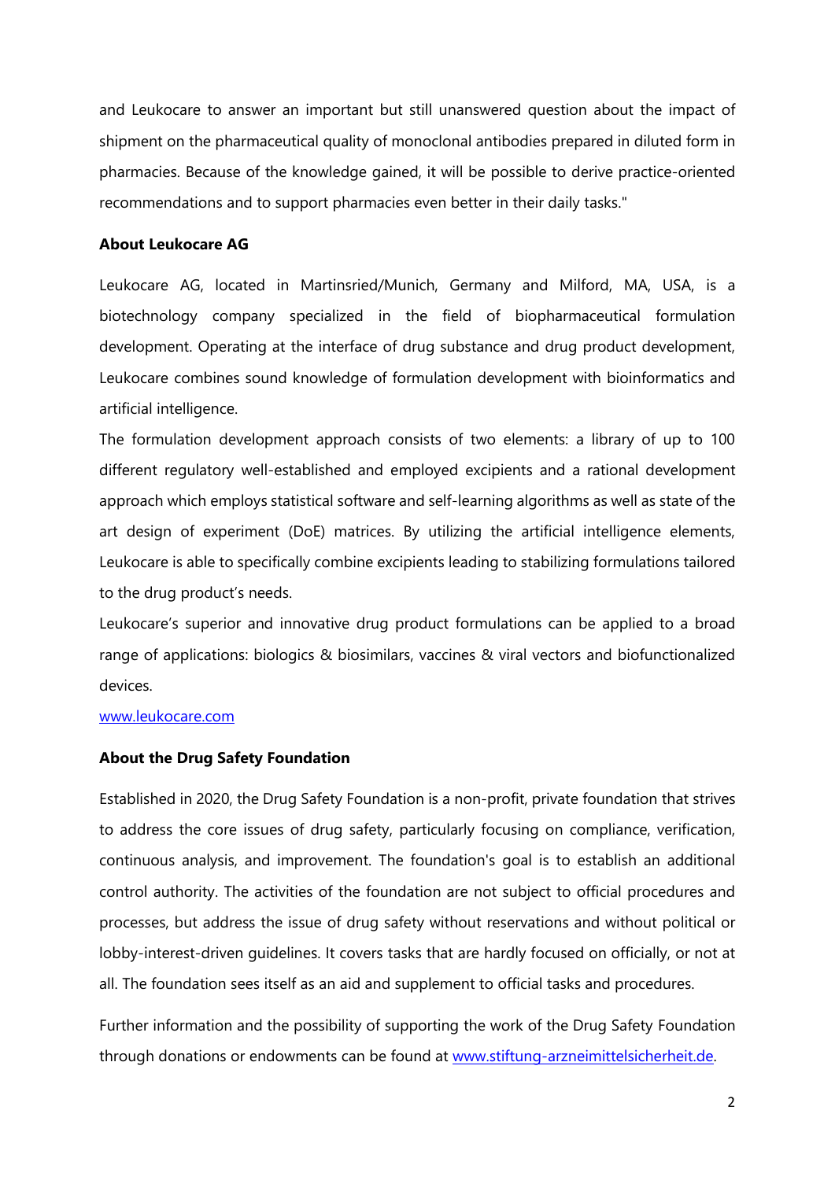and Leukocare to answer an important but still unanswered question about the impact of shipment on the pharmaceutical quality of monoclonal antibodies prepared in diluted form in pharmacies. Because of the knowledge gained, it will be possible to derive practice-oriented recommendations and to support pharmacies even better in their daily tasks."

**About Leukocare AG**

Leukocare AG, located in Martinsried/Munich, Germany and Milford, MA, USA, is a biotechnology company specialized in the field of biopharmaceutical formulation development. Operating at the interface of drug substance and drug product development, Leukocare combines sound knowledge of formulation development with bioinformatics and artificial intelligence.

The formulation development approach consists of two elements: a library of up to 100 different regulatory well-established and employed excipients and a rational development approach which employs statistical software and self-learning algorithms as well as state of the art design of experiment (DoE) matrices. By utilizing the artificial intelligence elements, Leukocare is able to specifically combine excipients leading to stabilizing formulations tailored to the drug product's needs.

Leukocare's superior and innovative drug product formulations can be applied to a broad range of applications: biologics & biosimilars, vaccines & viral vectors and biofunctionalized devices.

[www.leukocare.com](http://www.leukocare.com)

**About the Drug Safety Foundation**

Established in 2020, the Drug Safety Foundation is a non-profit, private foundation that strives to address the core issues of drug safety, particularly focusing on compliance, verification, continuous analysis, and improvement. The foundation's goal is to establish an additional control authority. The activities of the foundation are not subject to official procedures and processes, but address the issue of drug safety without reservations and without political or lobby-interest-driven guidelines. It covers tasks that are hardly focused on officially, or not at all. The foundation sees itself as an aid and supplement to official tasks and procedures.

Further information and the possibility of supporting the work of the Drug Safety Foundation through donations or endowments can be found at [www.stiftung-arzneimittelsicherheit.de](http://www.stiftung-arzneimittelsicherheit.de).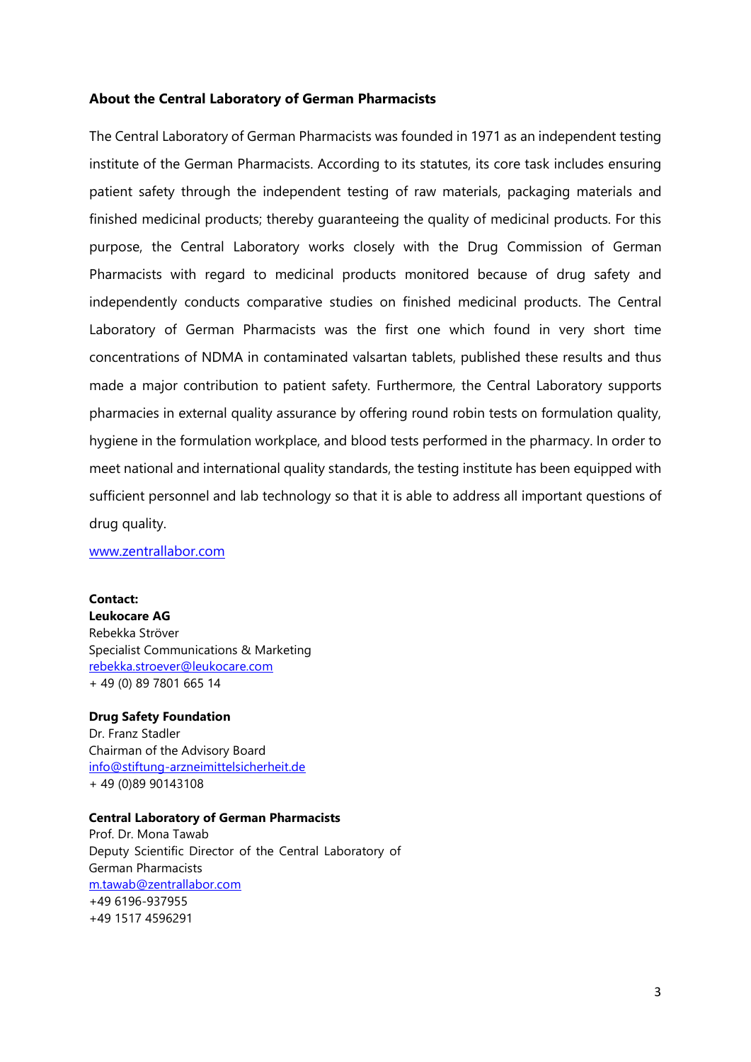**About the Central Laboratory of German Pharmacists**

The Central Laboratory of German Pharmacists was founded in 1971 as an independent testing institute of the German Pharmacists. According to its statutes, its core task includes ensuring patient safety through the independent testing of raw materials, packaging materials and finished medicinal products; thereby guaranteeing the quality of medicinal products. For this purpose, the Central Laboratory works closely with the Drug Commission of German Pharmacists with regard to medicinal products monitored because of drug safety and independently conducts comparative studies on finished medicinal products. The Central Laboratory of German Pharmacists was the first one which found in very short time concentrations of NDMA in contaminated valsartan tablets, published these results and thus made a major contribution to patient safety. Furthermore, the Central Laboratory supports pharmacies in external quality assurance by offering round robin tests on formulation quality, hygiene in the formulation workplace, and blood tests performed in the pharmacy. In order to meet national and international quality standards, the testing institute has been equipped with sufficient personnel and lab technology so that it is able to address all important questions of drug quality.

www.zentrallabor.com

**Contact:**
**Leukocare AG**
Rebekka Ströver
Specialist Communications & Marketing
rebekka.stroever@leukocare.com
+ 49 (0) 89 7801 665 14

**Drug Safety Foundation**
Dr. Franz Stadler
Chairman of the Advisory Board
info@stiftung-arzneimittelsicherheit.de
+ 49 (0)89 90143108

**Central Laboratory of German Pharmacists**
Prof. Dr. Mona Tawab
Deputy Scientific Director of the Central Laboratory of German Pharmacists
m.tawab@zentrallabor.com
+49 6196-937955
+49 1517 4596291